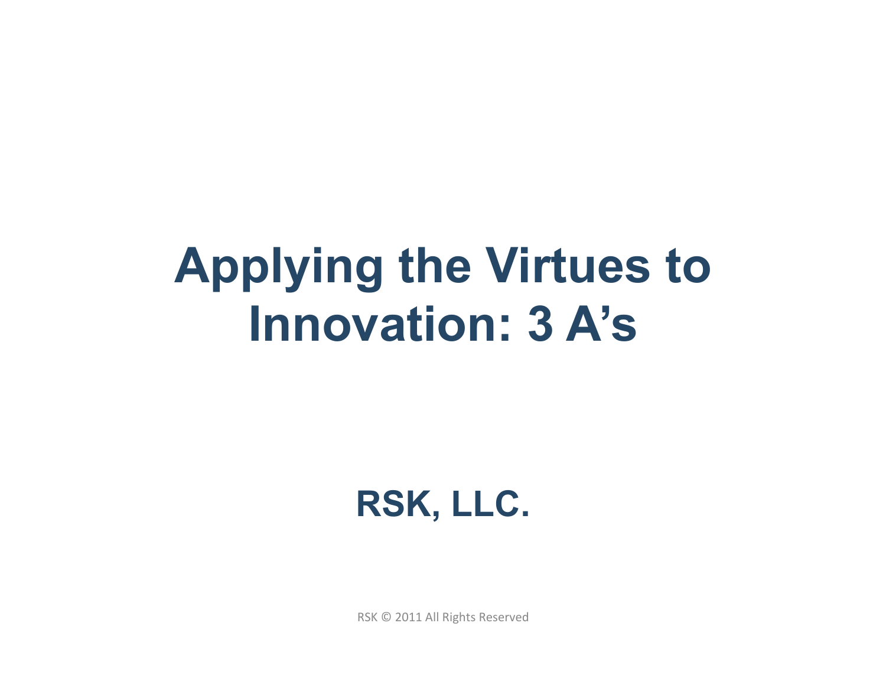# Applying the Virtues to Innovation: 3 A's

## RSK, LLC.

RSK © 2011 All Rights Reserved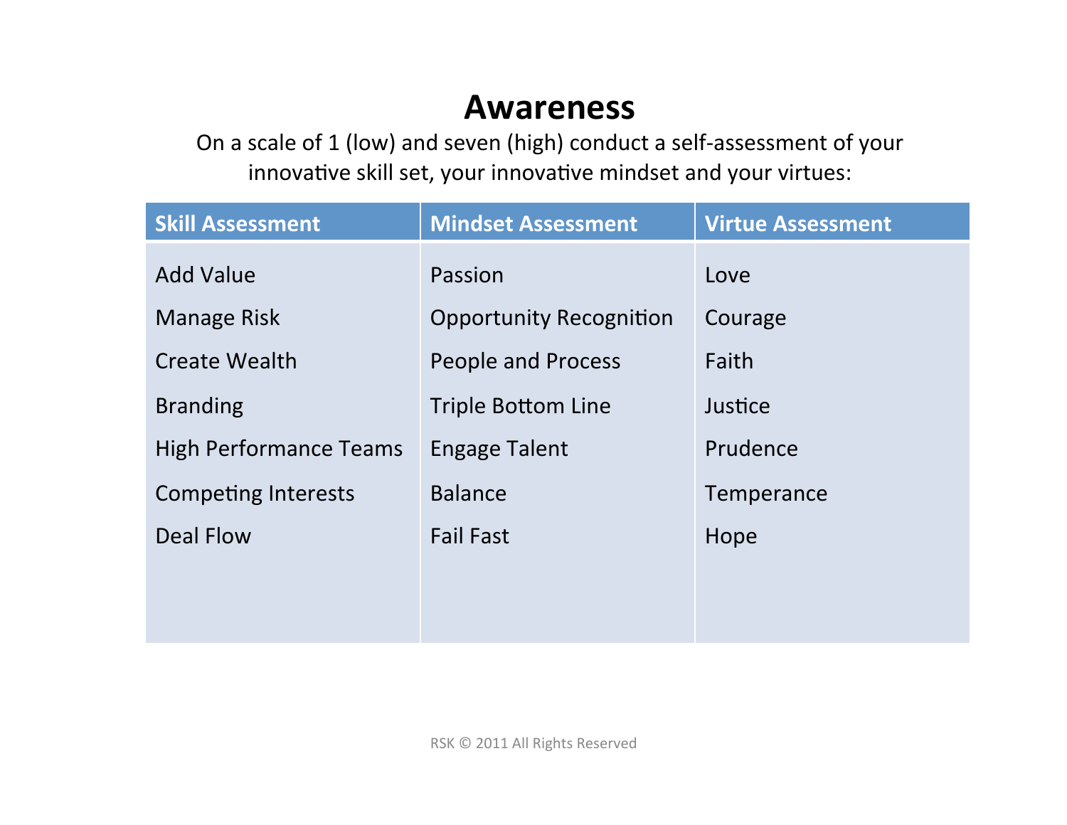# Awareness

On a scale of 1 (low) and seven (high) conduct a self-assessment of your innovative skill set, your innovative mindset and your virtues:

| Skill Assessment | Mindset Assessment | Virtue Assessment |
|---|---|---|
| Add Value | Passion | Love |
| Manage Risk | Opportunity Recognition | Courage |
| Create Wealth | People and Process | Faith |
| Branding | Triple Bottom Line | Justice |
| High Performance Teams | Engage Talent | Prudence |
| Competing Interests | Balance | Temperance |
| Deal Flow | Fail Fast | Hope |

RSK © 2011 All Rights Reserved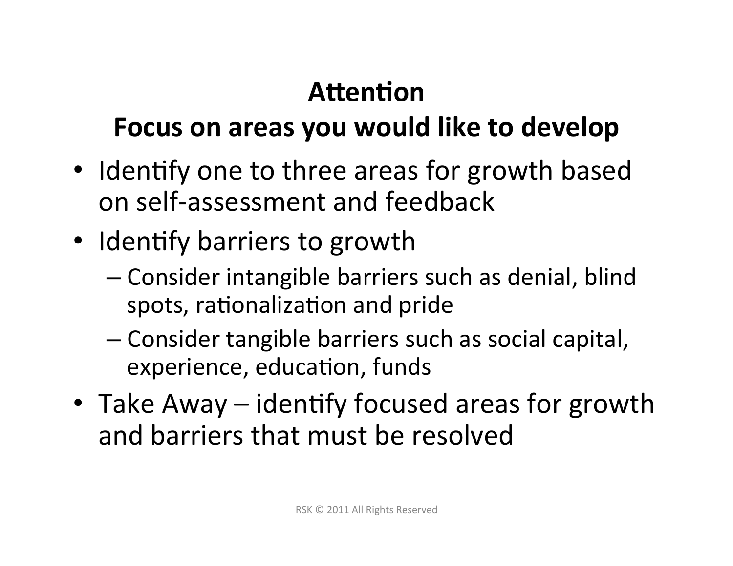## Attention

## Focus on areas you would like to develop

- Identify one to three areas for growth based on self-assessment and feedback
- Identify barriers to growth
  - Consider intangible barriers such as denial, blind spots, rationalization and pride
  - Consider tangible barriers such as social capital, experience, education, funds
- Take Away – identify focused areas for growth and barriers that must be resolved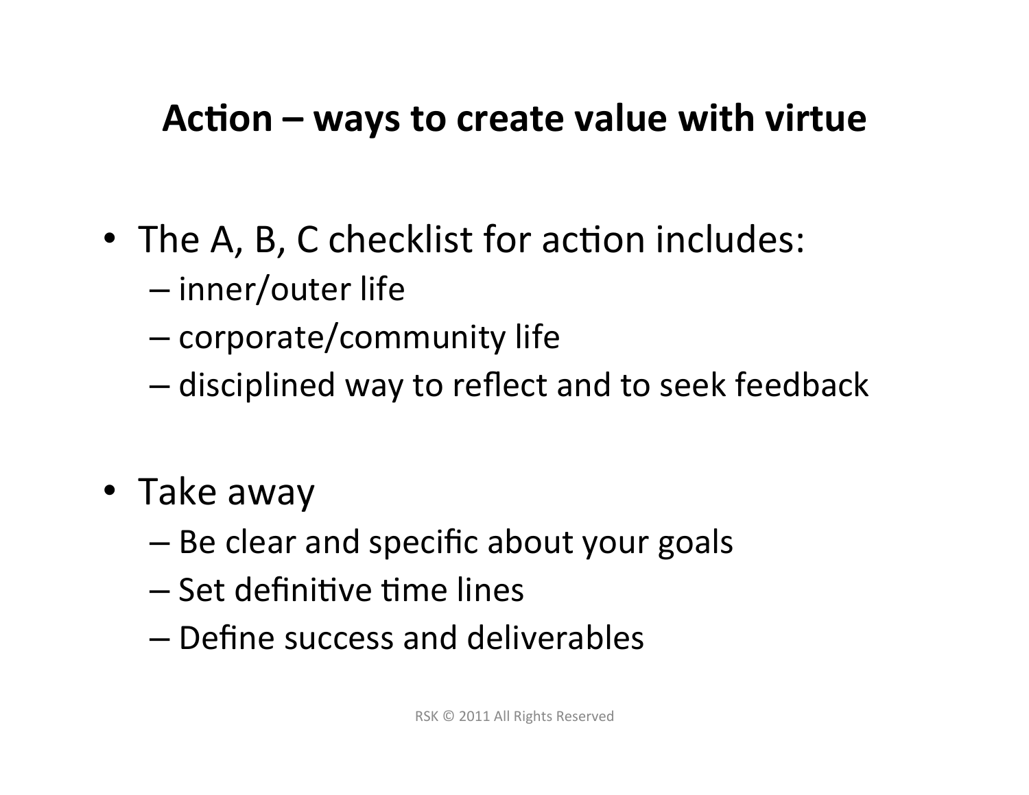# Action – ways to create value with virtue

- The A, B, C checklist for action includes:
  - inner/outer life
  - corporate/community life
  - disciplined way to reflect and to seek feedback

- Take away
  - Be clear and specific about your goals
  - Set definitive time lines
  - Define success and deliverables

RSK © 2011 All Rights Reserved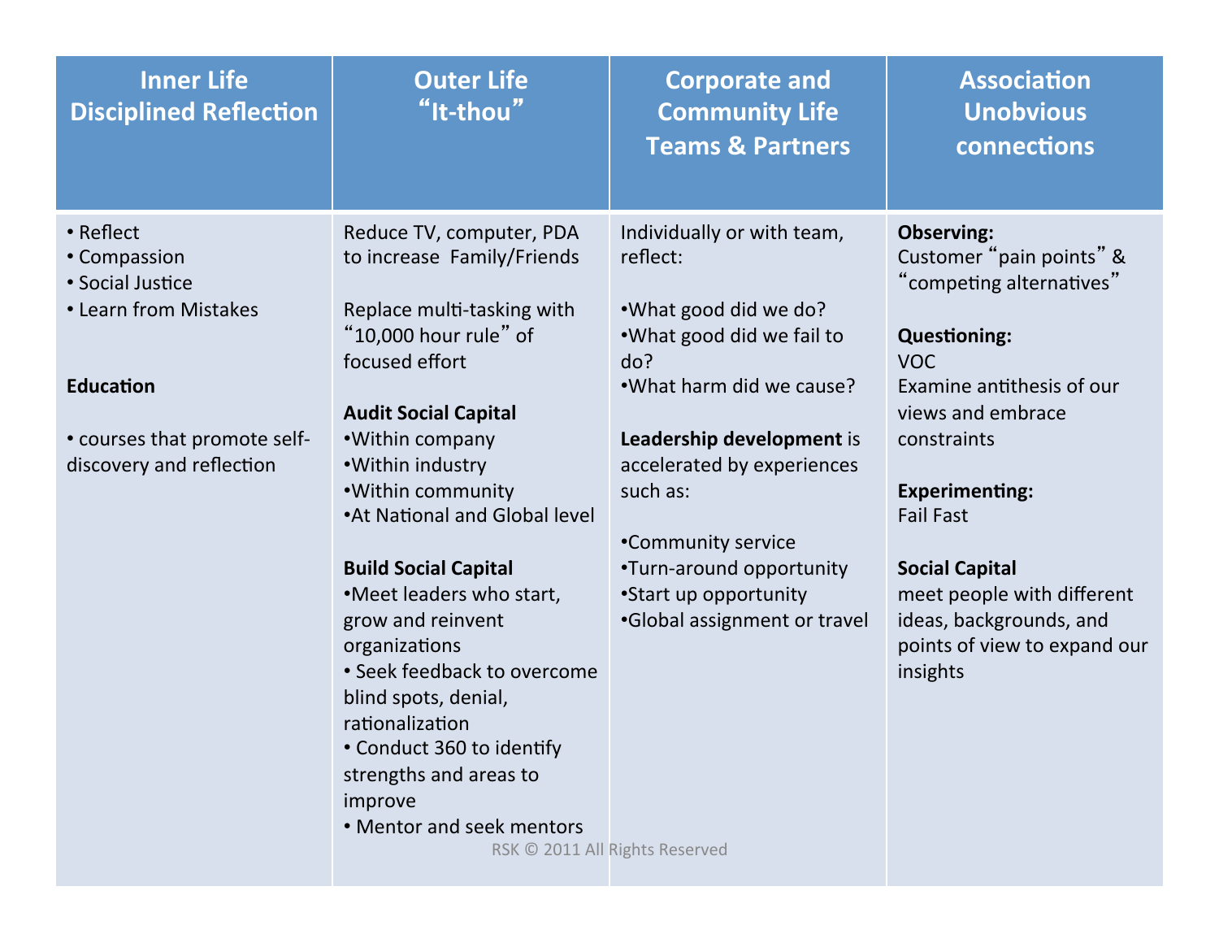| Inner Life<br>Disciplined Reflection | Outer Life<br>"It-thou" | Corporate and Community Life<br>Teams & Partners | Association<br>Unobvious connections |
|---|---|---|---|
| • Reflect<br>• Compassion<br>• Social Justice<br>• Learn from Mistakes<br><br>**Education**<br><br>• courses that promote self-discovery and reflection | Reduce TV, computer, PDA to increase Family/Friends<br><br>Replace multi-tasking with "10,000 hour rule" of focused effort<br><br>**Audit Social Capital**<br>•Within company<br>•Within industry<br>•Within community<br>•At National and Global level<br><br>**Build Social Capital**<br>•Meet leaders who start, grow and reinvent organizations<br>• Seek feedback to overcome blind spots, denial, rationalization<br>• Conduct 360 to identify strengths and areas to improve<br>• Mentor and seek mentors | Individually or with team, reflect:<br><br>•What good did we do?<br>•What good did we fail to do?<br>•What harm did we cause?<br><br>**Leadership development** is accelerated by experiences such as:<br><br>•Community service<br>•Turn-around opportunity<br>•Start up opportunity<br>•Global assignment or travel | **Observing:**<br>Customer "pain points" & "competing alternatives"<br><br>**Questioning:**<br>VOC<br>Examine antithesis of our views and embrace constraints<br><br>**Experimenting:**<br>Fail Fast<br><br>**Social Capital**<br>meet people with different ideas, backgrounds, and points of view to expand our insights |

RSK © 2011 All Rights Reserved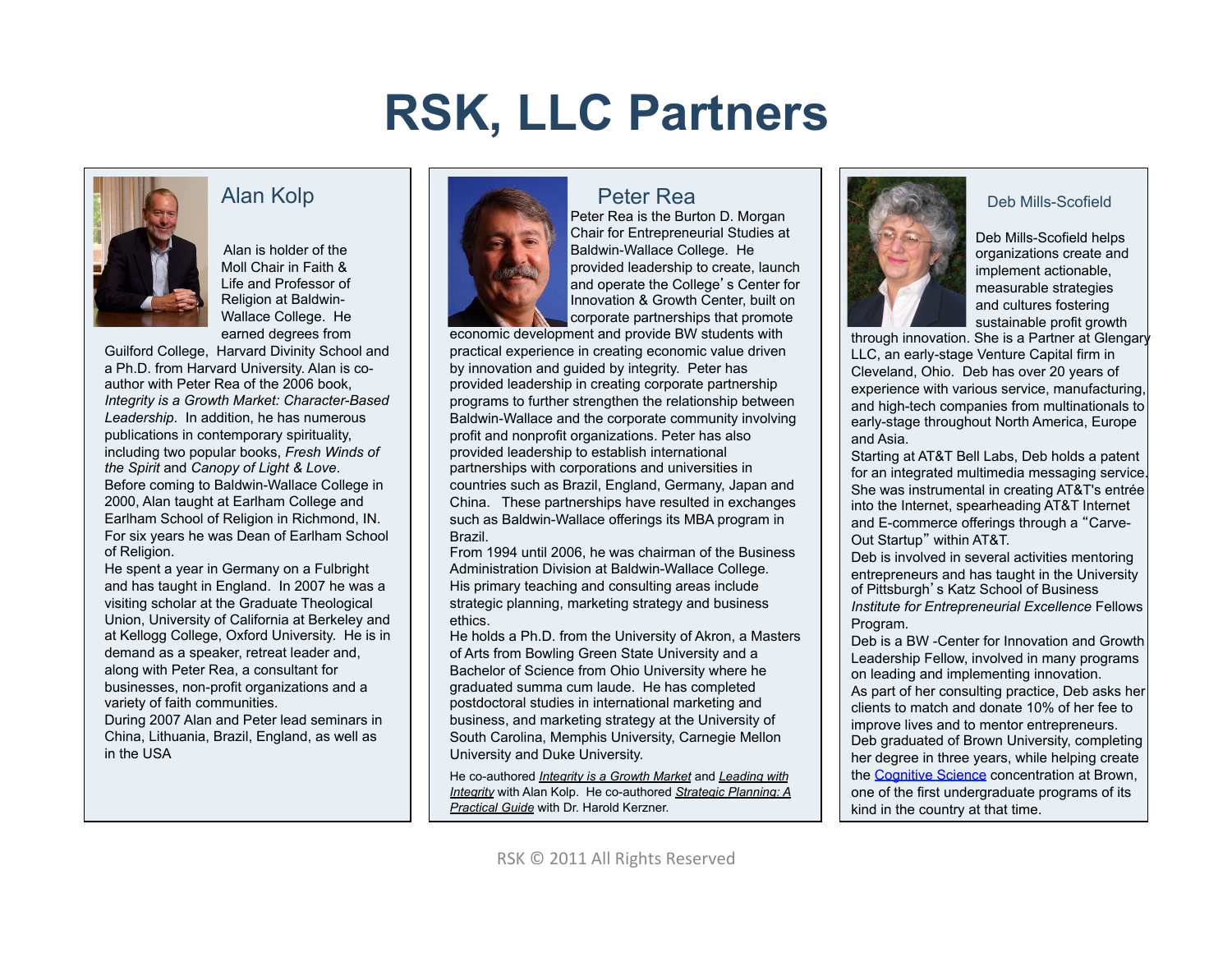# RSK, LLC Partners

## Alan Kolp

Alan is holder of the Moll Chair in Faith & Life and Professor of Religion at Baldwin-Wallace College. He earned degrees from Guilford College, Harvard Divinity School and a Ph.D. from Harvard University. Alan is co-author with Peter Rea of the 2006 book, *Integrity is a Growth Market: Character-Based Leadership*. In addition, he has numerous publications in contemporary spirituality, including two popular books, *Fresh Winds of the Spirit* and *Canopy of Light & Love*.

Before coming to Baldwin-Wallace College in 2000, Alan taught at Earlham College and Earlham School of Religion in Richmond, IN. For six years he was Dean of Earlham School of Religion.

He spent a year in Germany on a Fulbright and has taught in England. In 2007 he was a visiting scholar at the Graduate Theological Union, University of California at Berkeley and at Kellogg College, Oxford University. He is in demand as a speaker, retreat leader and, along with Peter Rea, a consultant for businesses, non-profit organizations and a variety of faith communities.

During 2007 Alan and Peter lead seminars in China, Lithuania, Brazil, England, as well as in the USA

## Peter Rea

Peter Rea is the Burton D. Morgan Chair for Entrepreneurial Studies at Baldwin-Wallace College. He provided leadership to create, launch and operate the College's Center for Innovation & Growth Center, built on corporate partnerships that promote economic development and provide BW students with practical experience in creating economic value driven by innovation and guided by integrity. Peter has provided leadership in creating corporate partnership programs to further strengthen the relationship between Baldwin-Wallace and the corporate community involving profit and nonprofit organizations. Peter has also provided leadership to establish international partnerships with corporations and universities in countries such as Brazil, England, Germany, Japan and China. These partnerships have resulted in exchanges such as Baldwin-Wallace offerings its MBA program in Brazil.

From 1994 until 2006, he was chairman of the Business Administration Division at Baldwin-Wallace College. His primary teaching and consulting areas include strategic planning, marketing strategy and business ethics.

He holds a Ph.D. from the University of Akron, a Masters of Arts from Bowling Green State University and a Bachelor of Science from Ohio University where he graduated summa cum laude. He has completed postdoctoral studies in international marketing and business, and marketing strategy at the University of South Carolina, Memphis University, Carnegie Mellon University and Duke University.

He co-authored *Integrity is a Growth Market* and *Leading with Integrity* with Alan Kolp. He co-authored *Strategic Planning: A Practical Guide* with Dr. Harold Kerzner.

## Deb Mills-Scofield

Deb Mills-Scofield helps organizations create and implement actionable, measurable strategies and cultures fostering sustainable profit growth through innovation. She is a Partner at Glengary LLC, an early-stage Venture Capital firm in Cleveland, Ohio. Deb has over 20 years of experience with various service, manufacturing, and high-tech companies from multinationals to early-stage throughout North America, Europe and Asia.

Starting at AT&T Bell Labs, Deb holds a patent for an integrated multimedia messaging service. She was instrumental in creating AT&T's entrée into the Internet, spearheading AT&T Internet and E-commerce offerings through a "Carve-Out Startup" within AT&T.

Deb is involved in several activities mentoring entrepreneurs and has taught in the University of Pittsburgh's Katz School of Business *Institute for Entrepreneurial Excellence* Fellows Program.

Deb is a BW -Center for Innovation and Growth Leadership Fellow, involved in many programs on leading and implementing innovation.

As part of her consulting practice, Deb asks her clients to match and donate 10% of her fee to improve lives and to mentor entrepreneurs.

Deb graduated of Brown University, completing her degree in three years, while helping create the Cognitive Science concentration at Brown, one of the first undergraduate programs of its kind in the country at that time.